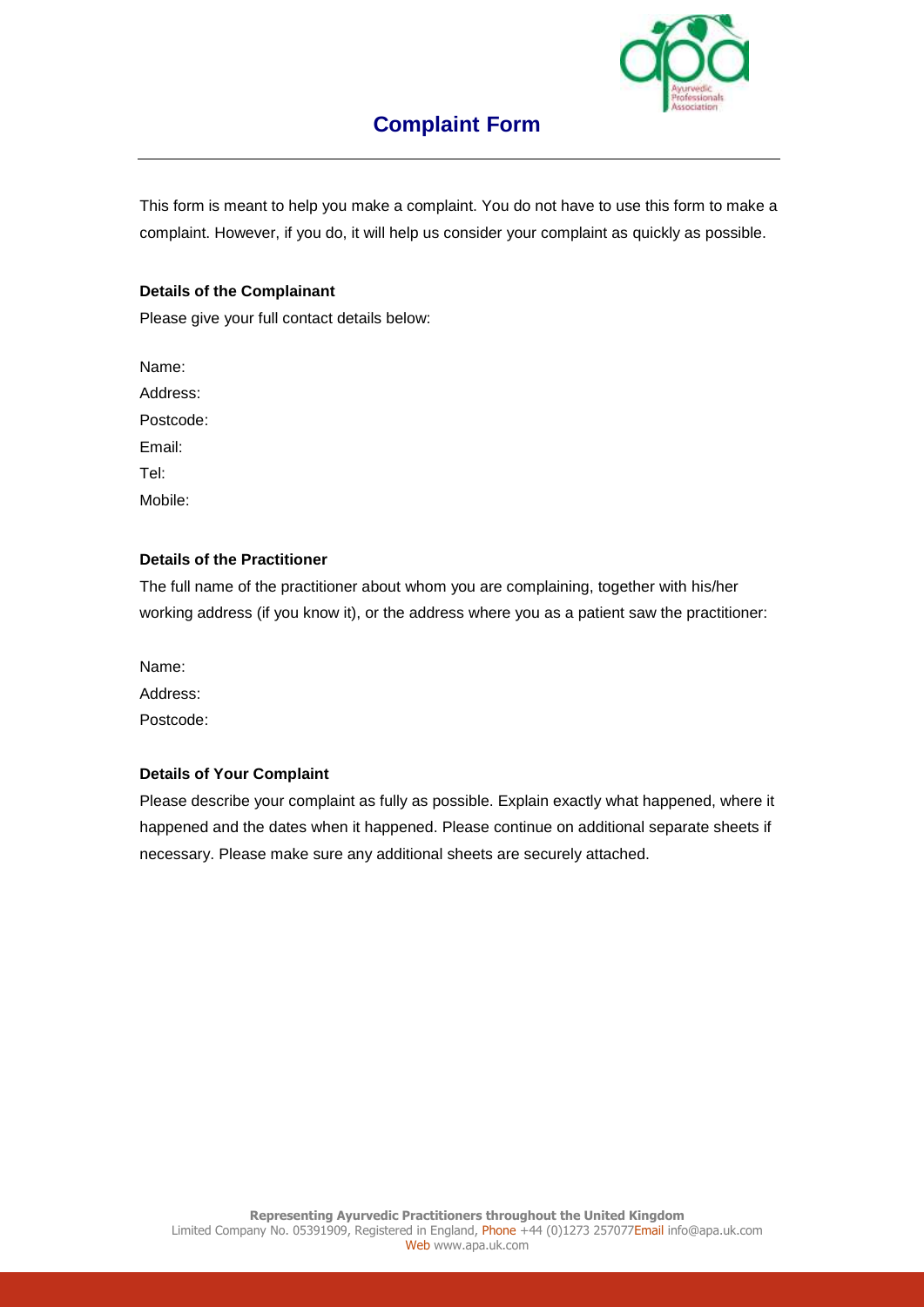# Complaint Form

This form is meant to help you make a complaint. You do not have to use this form to make a complaint. However, if you do, it will help us consider your complaint as quickly as possible.

**Details of the Complainant**

Please give your full contact details below:

Name:

Address:

Postcode:

Email:

Tel:

Mobile:

**Details of the Practitioner**

The full name of the practitioner about whom you are complaining, together with his/her working address (if you know it), or the address where you as a patient saw the practitioner:

Name:

Address:

Postcode:

**Details of Your Complaint**

Please describe your complaint as fully as possible. Explain exactly what happened, where it happened and the dates when it happened. Please continue on additional separate sheets if necessary. Please make sure any additional sheets are securely attached.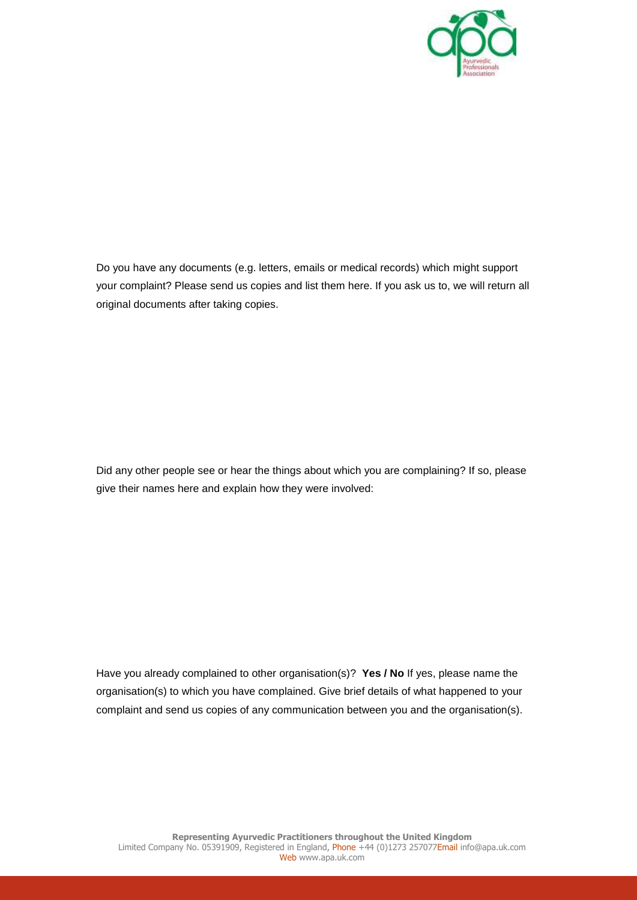Do you have any documents (e.g. letters, emails or medical records) which might support your complaint? Please send us copies and list them here. If you ask us to, we will return all original documents after taking copies.

Did any other people see or hear the things about which you are complaining? If so, please give their names here and explain how they were involved:

Have you already complained to other organisation(s)? **Yes / No** If yes, please name the organisation(s) to which you have complained. Give brief details of what happened to your complaint and send us copies of any communication between you and the organisation(s).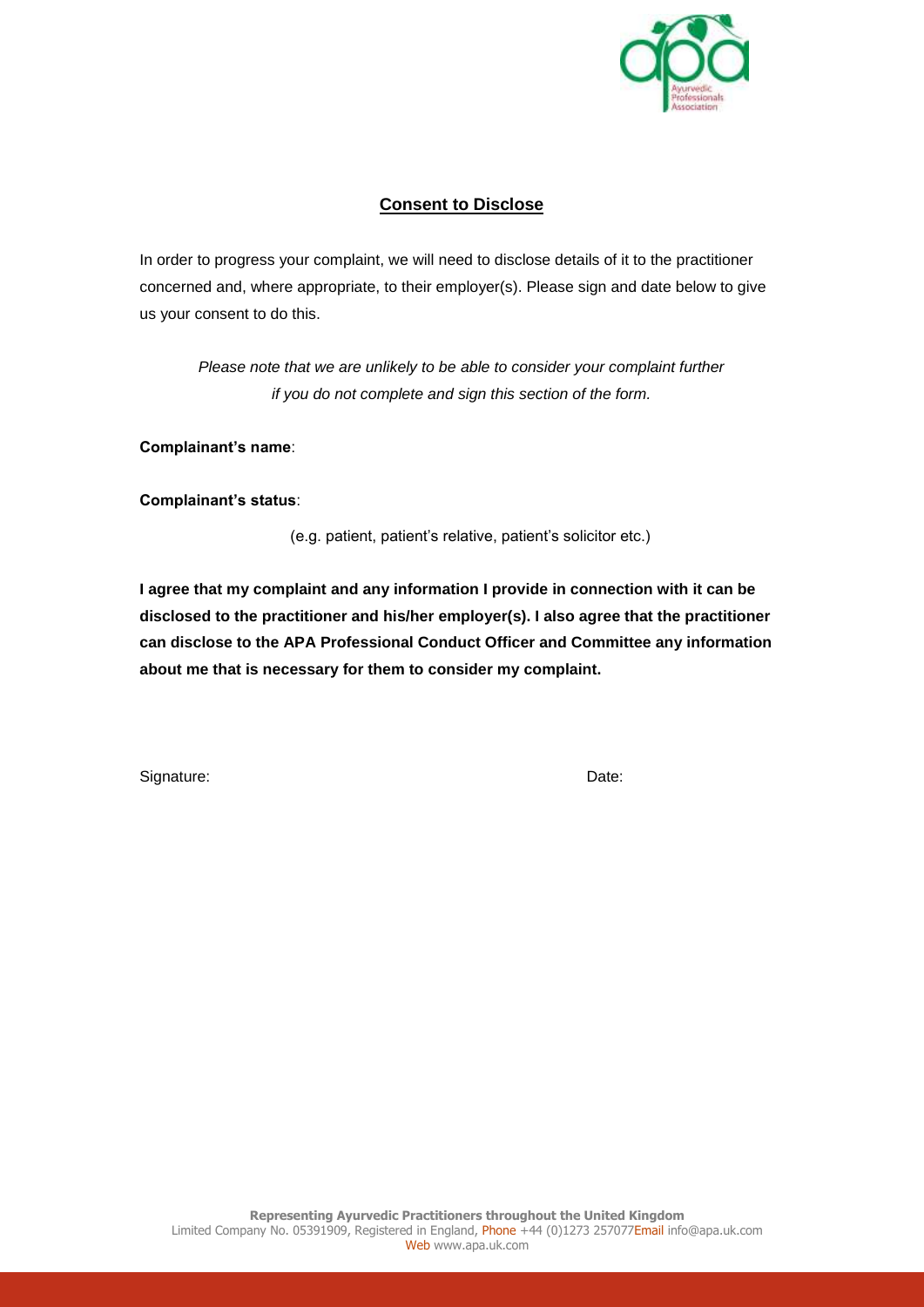## Consent to Disclose

In order to progress your complaint, we will need to disclose details of it to the practitioner concerned and, where appropriate, to their employer(s). Please sign and date below to give us your consent to do this.

*Please note that we are unlikely to be able to consider your complaint further if you do not complete and sign this section of the form.*

**Complainant's name**:

**Complainant's status**:

(e.g. patient, patient's relative, patient's solicitor etc.)

**I agree that my complaint and any information I provide in connection with it can be disclosed to the practitioner and his/her employer(s). I also agree that the practitioner can disclose to the APA Professional Conduct Officer and Committee any information about me that is necessary for them to consider my complaint.**

Signature: Date: